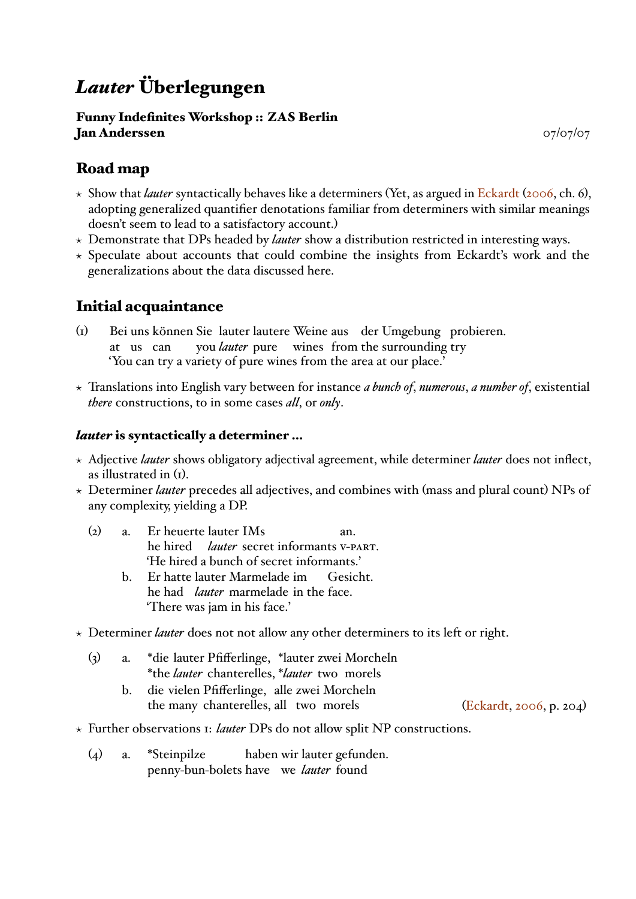# *Lauter* Überlegungen

**Funny Indefinites Workshop :: ZAS Berlin**
**Jan Anderssen**

07/07/07

## Road map

- ⋆ Show that *lauter* syntactically behaves like a determiners (Yet, as argued in Eckardt (2006, ch. 6), adopting generalized quantifier denotations familiar from determiners with similar meanings doesn't seem to lead to a satisfactory account.)
- ⋆ Demonstrate that DPs headed by *lauter* show a distribution restricted in interesting ways.
- ⋆ Speculate about accounts that could combine the insights from Eckardt's work and the generalizations about the data discussed here.

## Initial acquaintance

(1) Bei uns können Sie lauter lautere Weine aus der Umgebung probieren.
at us can you *lauter* pure wines from the surrounding try
'You can try a variety of pure wines from the area at our place.'

- ⋆ Translations into English vary between for instance *a bunch of*, *numerous*, *a number of*, existential *there* constructions, to in some cases *all*, or *only*.

### *lauter* is syntactically a determiner ...

- ⋆ Adjective *lauter* shows obligatory adjectival agreement, while determiner *lauter* does not inflect, as illustrated in (1).
- ⋆ Determiner *lauter* precedes all adjectives, and combines with (mass and plural count) NPs of any complexity, yielding a DP.

(2) a. Er heuerte lauter IMs an.
he hired *lauter* secret informants V-PART.
'He hired a bunch of secret informants.'
b. Er hatte lauter Marmelade im Gesicht.
he had *lauter* marmelade in the face.
'There was jam in his face.'

- ⋆ Determiner *lauter* does not not allow any other determiners to its left or right.

(3) a. \*die lauter Pfifferlinge, \*lauter zwei Morcheln
\*the *lauter* chanterelles, \**lauter* two morels
b. die vielen Pfifferlinge, alle zwei Morcheln
the many chanterelles, all two morels (Eckardt, 2006, p. 204)

- ⋆ Further observations 1: *lauter* DPs do not allow split NP constructions.

(4) a. \*Steinpilze haben wir lauter gefunden.
penny-bun-bolets have we *lauter* found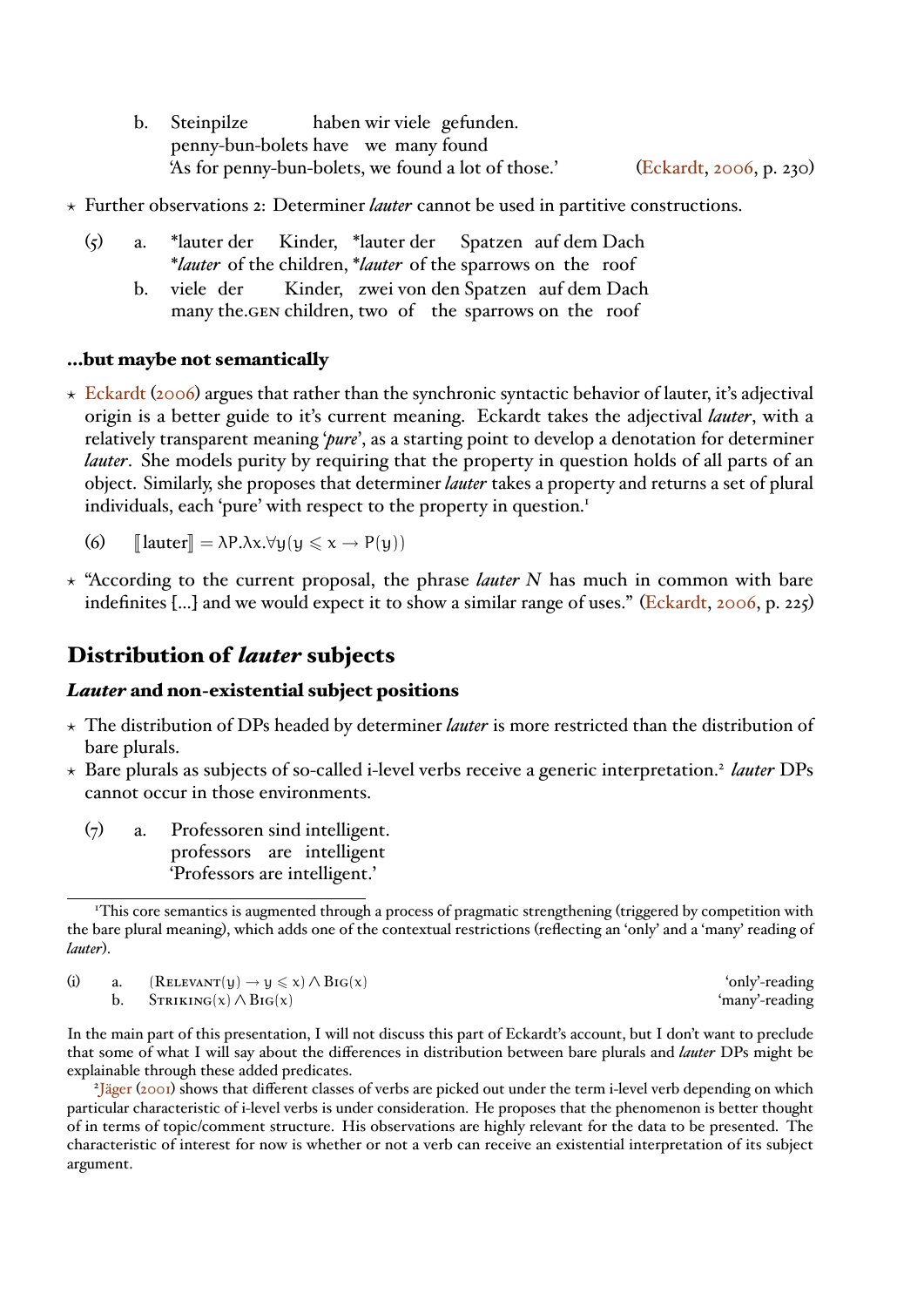b. Steinpilze haben wir viele gefunden.
   penny-bun-bolets have we many found
   'As for penny-bun-bolets, we found a lot of those.' (Eckardt, 2006, p. 230)

⋆ Further observations 2: Determiner *lauter* cannot be used in partitive constructions.

(5) a. *lauter der Kinder, *lauter der Spatzen auf dem Dach
       **lauter* of the children, **lauter* of the sparrows on the roof
    b. viele der Kinder, zwei von den Spatzen auf dem Dach
       many the.GEN children, two of the sparrows on the roof

### ...but maybe not semantically

⋆ Eckardt (2006) argues that rather than the synchronic syntactic behavior of lauter, it's adjectival origin is a better guide to it's current meaning. Eckardt takes the adjectival *lauter*, with a relatively transparent meaning '*pure*', as a starting point to develop a denotation for determiner *lauter*. She models purity by requiring that the property in question holds of all parts of an object. Similarly, she proposes that determiner *lauter* takes a property and returns a set of plural individuals, each 'pure' with respect to the property in question.[1]

(6) $[\![\text{lauter}]\!] = \lambda P.\lambda x.\forall y(y \leqslant x \rightarrow P(y))$

⋆ "According to the current proposal, the phrase *lauter N* has much in common with bare indefinites [...] and we would expect it to show a similar range of uses." (Eckardt, 2006, p. 225)

## Distribution of *lauter* subjects

### *Lauter* and non-existential subject positions

⋆ The distribution of DPs headed by determiner *lauter* is more restricted than the distribution of bare plurals.
⋆ Bare plurals as subjects of so-called i-level verbs receive a generic interpretation.[2] *lauter* DPs cannot occur in those environments.

(7) a. Professoren sind intelligent.
       professors are intelligent
       'Professors are intelligent.'

---

[1] This core semantics is augmented through a process of pragmatic strengthening (triggered by competition with the bare plural meaning), which adds one of the contextual restrictions (reflecting an 'only' and a 'many' reading of *lauter*).

(i) a. $(\textsc{Relevant}(y) \rightarrow y \leqslant x) \wedge \textsc{Big}(x)$ 'only'-reading
    b. $\textsc{Striking}(x) \wedge \textsc{Big}(x)$ 'many'-reading

In the main part of this presentation, I will not discuss this part of Eckardt's account, but I don't want to preclude that some of what I will say about the differences in distribution between bare plurals and *lauter* DPs might be explainable through these added predicates.

[2] Jäger (2001) shows that different classes of verbs are picked out under the term i-level verb depending on which particular characteristic of i-level verbs is under consideration. He proposes that the phenomenon is better thought of in terms of topic/comment structure. His observations are highly relevant for the data to be presented. The characteristic of interest for now is whether or not a verb can receive an existential interpretation of its subject argument.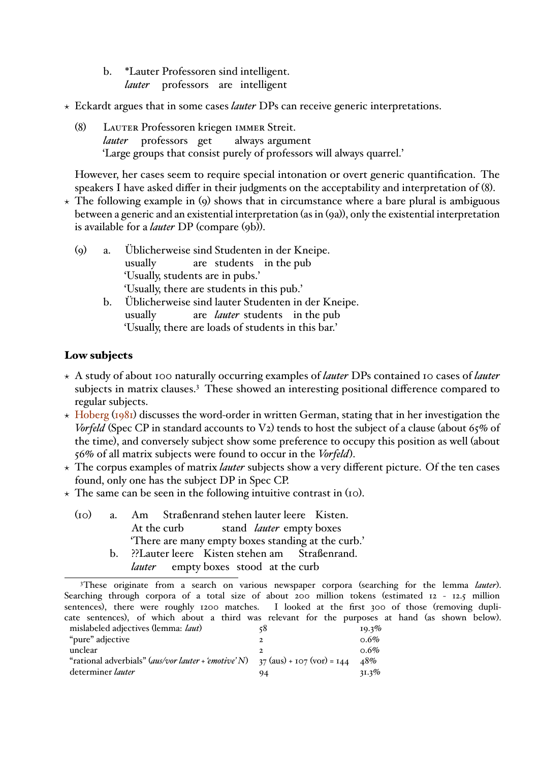b. *Lauter Professoren sind intelligent.
   *lauter* professors are intelligent

- Eckardt argues that in some cases *lauter* DPs can receive generic interpretations.

(8) Lauter Professoren kriegen immer Streit.
    *lauter* professors get always argument
    'Large groups that consist purely of professors will always quarrel.'

  However, her cases seem to require special intonation or overt generic quantification. The speakers I have asked differ in their judgments on the acceptability and interpretation of (8).

- The following example in (9) shows that in circumstance where a bare plural is ambiguous between a generic and an existential interpretation (as in (9a)), only the existential interpretation is available for a *lauter* DP (compare (9b)).

(9) a. Üblicherweise sind Studenten in der Kneipe.
       usually are students in the pub
       'Usually, students are in pubs.'
       'Usually, there are students in this pub.'
    b. Üblicherweise sind lauter Studenten in der Kneipe.
       usually are *lauter* students in the pub
       'Usually, there are loads of students in this bar.'

## Low subjects

- A study of about 100 naturally occurring examples of *lauter* DPs contained 10 cases of *lauter* subjects in matrix clauses.[3] These showed an interesting positional difference compared to regular subjects.
- Hoberg (1981) discusses the word-order in written German, stating that in her investigation the *Vorfeld* (Spec CP in standard accounts to V2) tends to host the subject of a clause (about 65% of the time), and conversely subject show some preference to occupy this position as well (about 56% of all matrix subjects were found to occur in the *Vorfeld*).
- The corpus examples of matrix *lauter* subjects show a very different picture. Of the ten cases found, only one has the subject DP in Spec CP.
- The same can be seen in the following intuitive contrast in (10).

(10) a. Am Straßenrand stehen lauter leere Kisten.
        At the curb stand *lauter* empty boxes
        'There are many empty boxes standing at the curb.'
     b. ??Lauter leere Kisten stehen am Straßenrand.
        *lauter* empty boxes stood at the curb

[3] These originate from a search on various newspaper corpora (searching for the lemma *lauter*). Searching through corpora of a total size of about 200 million tokens (estimated 12 - 12.5 million sentences), there were roughly 1200 matches. I looked at the first 300 of those (removing duplicate sentences), of which about a third was relevant for the purposes at hand (as shown below).

| | | |
|---|---|---|
| mislabeled adjectives (lemma: *laut*) | 58 | 19.3% |
| "pure" adjective | 2 | 0.6% |
| unclear | 2 | 0.6% |
| "rational adverbials" (*aus/vor lauter* + 'emotive' N) | 37 (aus) + 107 (vor) = 144 | 48% |
| determiner *lauter* | 94 | 31.3% |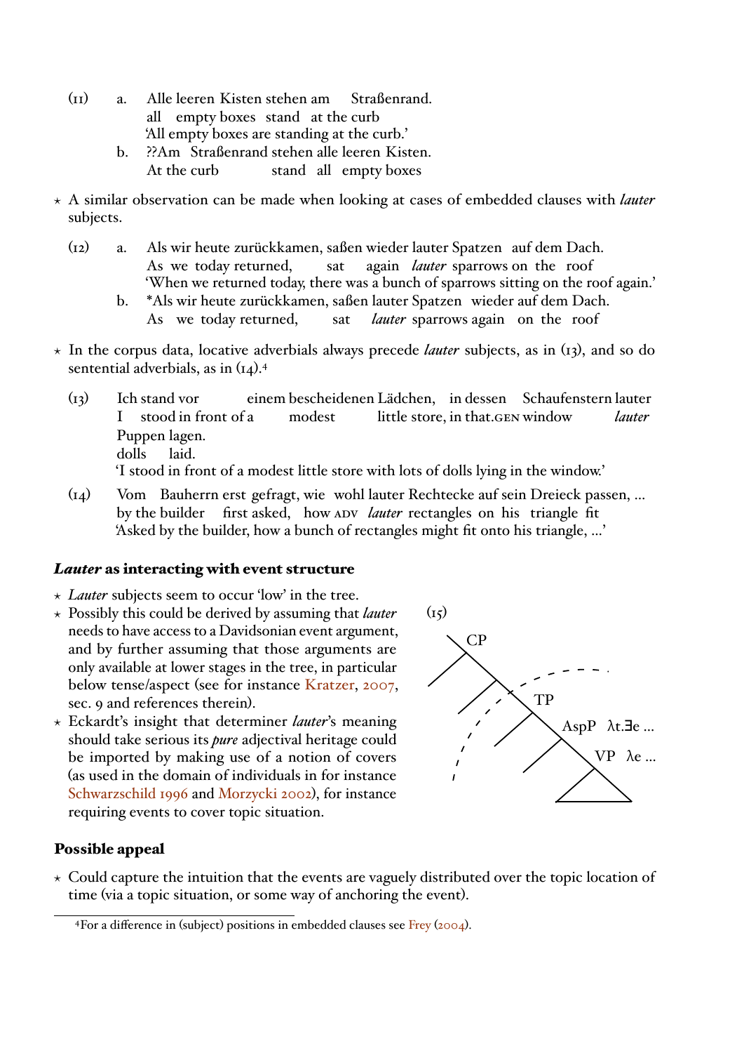(11) a. Alle leeren Kisten stehen am Straßenrand.
all empty boxes stand at the curb
'All empty boxes are standing at the curb.'

b. ??Am Straßenrand stehen alle leeren Kisten.
At the curb stand all empty boxes

⋆ A similar observation can be made when looking at cases of embedded clauses with *lauter* subjects.

(12) a. Als wir heute zurückkamen, saßen wieder lauter Spatzen auf dem Dach.
As we today returned, sat again *lauter* sparrows on the roof
'When we returned today, there was a bunch of sparrows sitting on the roof again.'

b. *Als wir heute zurückkamen, saßen lauter Spatzen wieder auf dem Dach.
As we today returned, sat *lauter* sparrows again on the roof

⋆ In the corpus data, locative adverbials always precede *lauter* subjects, as in (13), and so do sentential adverbials, as in (14).[4]

(13) Ich stand vor einem bescheidenen Lädchen, in dessen Schaufenstern lauter Puppen lagen.
I stood in front of a modest little store, in that.GEN window *lauter* dolls laid.
'I stood in front of a modest little store with lots of dolls lying in the window.'

(14) Vom Bauherrn erst gefragt, wie wohl lauter Rechtecke auf sein Dreieck passen, …
by the builder first asked, how ADV *lauter* rectangles on his triangle fit
'Asked by the builder, how a bunch of rectangles might fit onto his triangle, …'

### *Lauter* as interacting with event structure

⋆ *Lauter* subjects seem to occur 'low' in the tree.

⋆ Possibly this could be derived by assuming that *lauter* needs to have access to a Davidsonian event argument, and by further assuming that those arguments are only available at lower stages in the tree, in particular below tense/aspect (see for instance Kratzer, 2007, sec. 9 and references therein).

⋆ Eckardt's insight that determiner *lauter*'s meaning should take serious its *pure* adjectival heritage could be imported by making use of a notion of covers (as used in the domain of individuals in for instance Schwarzschild 1996 and Morzycki 2002), for instance requiring events to cover topic situation.

(15)

CP
TP
AspP $\lambda t.\exists e$ …
VP $\lambda e$ …

### Possible appeal

⋆ Could capture the intuition that the events are vaguely distributed over the topic location of time (via a topic situation, or some way of anchoring the event).

[4]For a difference in (subject) positions in embedded clauses see Frey (2004).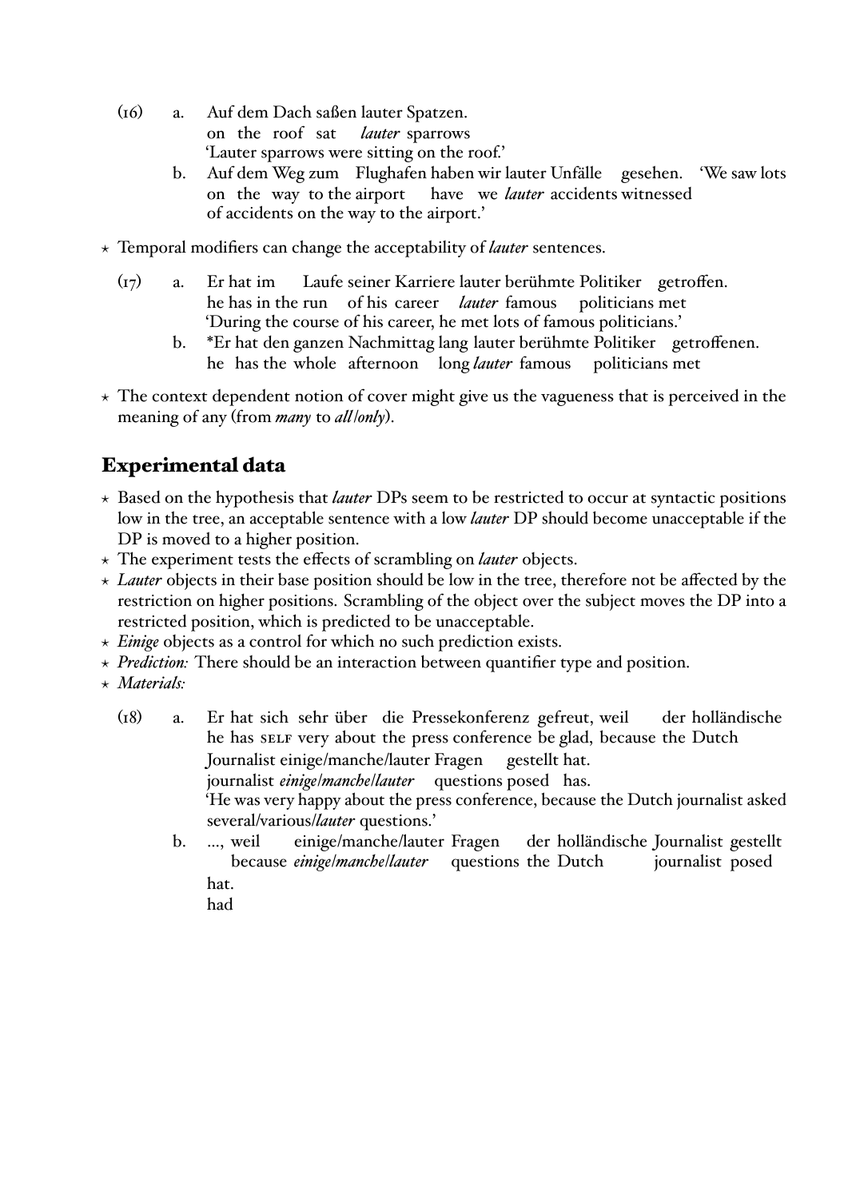(16) a. Auf dem Dach saßen lauter Spatzen.
   on the roof sat *lauter* sparrows
   'Lauter sparrows were sitting on the roof.'

   b. Auf dem Weg zum Flughafen haben wir lauter Unfälle gesehen. 'We saw lots
   on the way to the airport have we *lauter* accidents witnessed
   of accidents on the way to the airport.'

⋆ Temporal modifiers can change the acceptability of *lauter* sentences.

(17) a. Er hat im Laufe seiner Karriere lauter berühmte Politiker getroffen.
   he has in the run of his career *lauter* famous politicians met
   'During the course of his career, he met lots of famous politicians.'

   b. *Er hat den ganzen Nachmittag lang lauter berühmte Politiker getroffenen.
   he has the whole afternoon long *lauter* famous politicians met

⋆ The context dependent notion of cover might give us the vagueness that is perceived in the meaning of any (from *many* to *all/only*).

## Experimental data

⋆ Based on the hypothesis that *lauter* DPs seem to be restricted to occur at syntactic positions low in the tree, an acceptable sentence with a low *lauter* DP should become unacceptable if the DP is moved to a higher position.

⋆ The experiment tests the effects of scrambling on *lauter* objects.

⋆ *Lauter* objects in their base position should be low in the tree, therefore not be affected by the restriction on higher positions. Scrambling of the object over the subject moves the DP into a restricted position, which is predicted to be unacceptable.

⋆ *Einige* objects as a control for which no such prediction exists.

⋆ *Prediction:* There should be an interaction between quantifier type and position.

⋆ *Materials:*

(18) a. Er hat sich sehr über die Pressekonferenz gefreut, weil der holländische
   he has SELF very about the press conference be glad, because the Dutch
   Journalist einige/manche/lauter Fragen gestellt hat.
   journalist *einige/manche/lauter* questions posed has.
   'He was very happy about the press conference, because the Dutch journalist asked several/various/*lauter* questions.'

   b. ..., weil einige/manche/lauter Fragen der holländische Journalist gestellt hat.
   because *einige/manche/lauter* questions the Dutch journalist posed had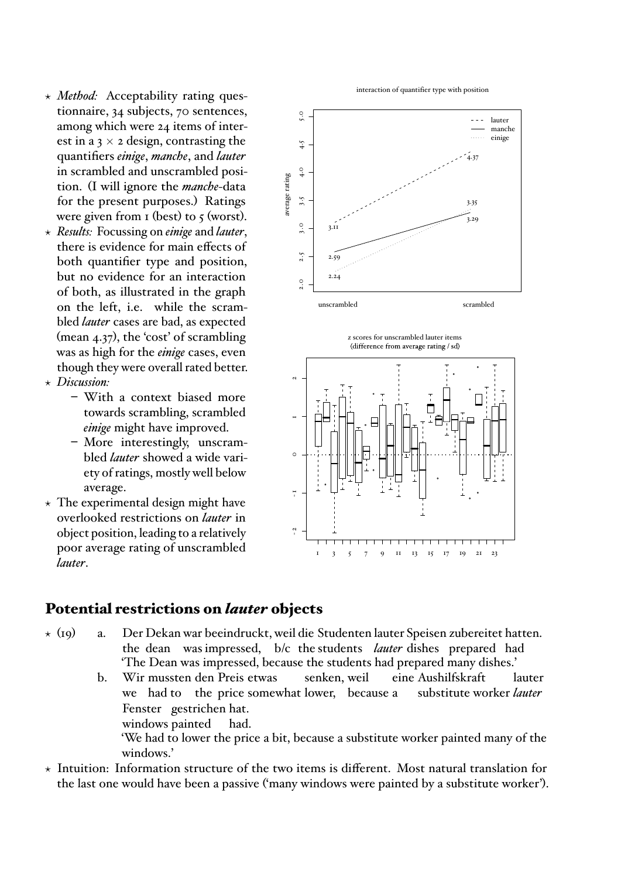- *Method:* Acceptability rating questionnaire, 34 subjects, 70 sentences, among which were 24 items of interest in a $3 \times 2$ design, contrasting the quantifiers *einige*, *manche*, and *lauter* in scrambled and unscrambled position. (I will ignore the *manche*-data for the present purposes.) Ratings were given from 1 (best) to 5 (worst).
- *Results:* Focussing on *einige* and *lauter*, there is evidence for main effects of both quantifier type and position, but no evidence for an interaction of both, as illustrated in the graph on the left, i.e. while the scrambled *lauter* cases are bad, as expected (mean 4.37), the 'cost' of scrambling was as high for the *einige* cases, even though they were overall rated better.
- *Discussion:*
  - With a context biased more towards scrambling, scrambled *einige* might have improved.
  - More interestingly, unscrambled *lauter* showed a wide variety of ratings, mostly well below average.
- The experimental design might have overlooked restrictions on *lauter* in object position, leading to a relatively poor average rating of unscrambled *lauter*.

interaction of quantifier type with position

average rating

5.0
4.5
4.0
3.5
3.0
2.5
2.0

lauter
manche
einige

3.11
2.59
2.24
4.37
3.35
3.29

unscrambled
scrambled

z scores for unscrambled lauter items
(difference from average rating / sd)

2
1
0
-1
-2

1 3 5 7 9 11 13 15 17 19 21 23

## Potential restrictions on *lauter* objects

- (19)
  a. Der Dekan war beeindruckt, weil die Studenten lauter Speisen zubereitet hatten.
     the dean was impressed, b/c the students *lauter* dishes prepared had
     'The Dean was impressed, because the students had prepared many dishes.'
  b. Wir mussten den Preis etwas senken, weil eine Aushilfskraft lauter Fenster gestrichen hat.
     we had to the price somewhat lower, because a substitute worker *lauter* windows painted had.
     'We had to lower the price a bit, because a substitute worker painted many of the windows.'
- Intuition: Information structure of the two items is different. Most natural translation for the last one would have been a passive ('many windows were painted by a substitute worker').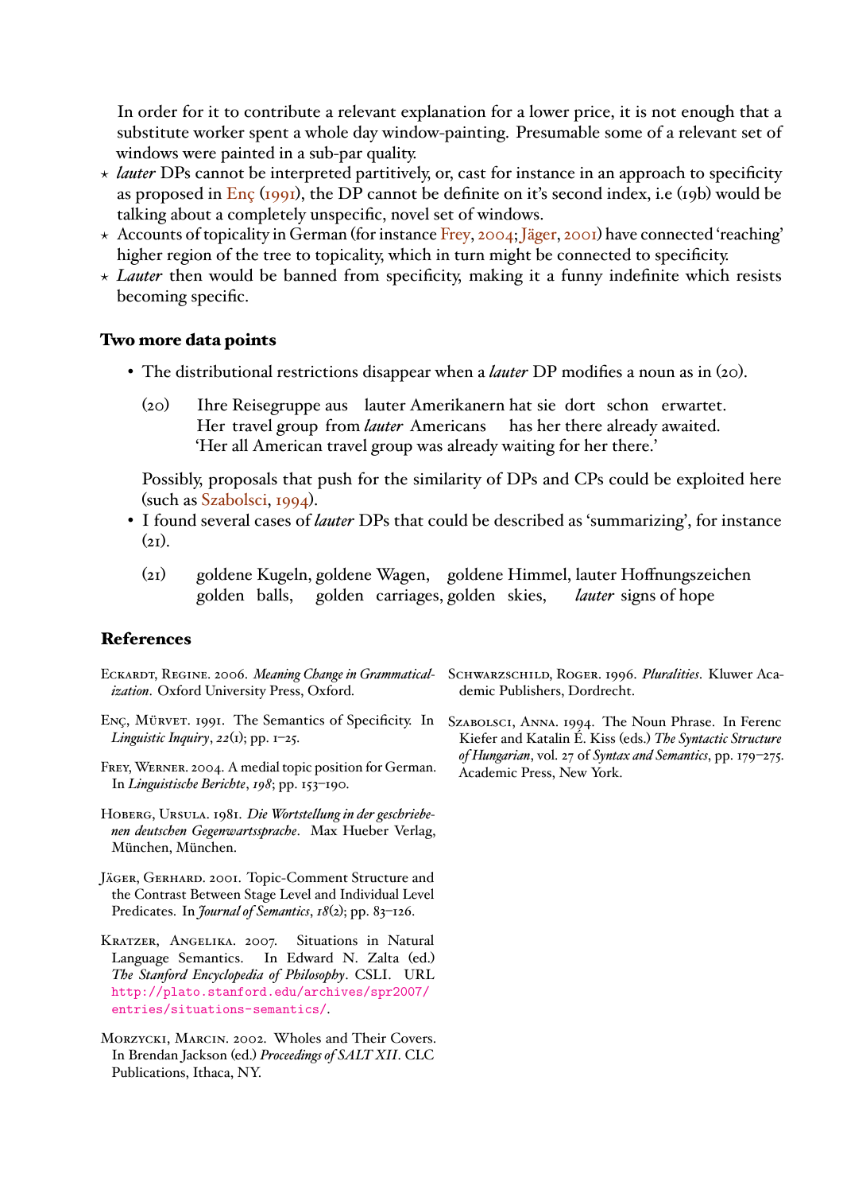In order for it to contribute a relevant explanation for a lower price, it is not enough that a substitute worker spent a whole day window-painting. Presumable some of a relevant set of windows were painted in a sub-par quality.

- ⋆ *lauter* DPs cannot be interpreted partitively, or, cast for instance in an approach to specificity as proposed in Enç (1991), the DP cannot be definite on it's second index, i.e (19b) would be talking about a completely unspecific, novel set of windows.
- ⋆ Accounts of topicality in German (for instance Frey, 2004; Jäger, 2001) have connected 'reaching' higher region of the tree to topicality, which in turn might be connected to specificity.
- ⋆ *Lauter* then would be banned from specificity, making it a funny indefinite which resists becoming specific.

### Two more data points

- The distributional restrictions disappear when a *lauter* DP modifies a noun as in (20).

  (20) Ihre Reisegruppe aus lauter Amerikanern hat sie dort schon erwartet.
  Her travel group from *lauter* Americans has her there already awaited.
  'Her all American travel group was already waiting for her there.'

  Possibly, proposals that push for the similarity of DPs and CPs could be exploited here (such as Szabolsci, 1994).

- I found several cases of *lauter* DPs that could be described as 'summarizing', for instance (21).

  (21) goldene Kugeln, goldene Wagen, goldene Himmel, lauter Hoffnungszeichen
  golden balls, golden carriages, golden skies, *lauter* signs of hope

### References

Eckardt, Regine. 2006. *Meaning Change in Grammaticalization*. Oxford University Press, Oxford.

Enç, Mürvet. 1991. The Semantics of Specificity. In *Linguistic Inquiry*, *22*(1); pp. 1–25.

Frey, Werner. 2004. A medial topic position for German. In *Linguistische Berichte*, *198*; pp. 153–190.

Hoberg, Ursula. 1981. *Die Wortstellung in der geschriebenen deutschen Gegenwartssprache*. Max Hueber Verlag, München, München.

Jäger, Gerhard. 2001. Topic-Comment Structure and the Contrast Between Stage Level and Individual Level Predicates. In *Journal of Semantics*, *18*(2); pp. 83–126.

Kratzer, Angelika. 2007. Situations in Natural Language Semantics. In Edward N. Zalta (ed.) *The Stanford Encyclopedia of Philosophy*. CSLI. URL http://plato.stanford.edu/archives/spr2007/entries/situations-semantics/.

Morzycki, Marcin. 2002. Wholes and Their Covers. In Brendan Jackson (ed.) *Proceedings of SALT XII*. CLC Publications, Ithaca, NY.

Schwarzschild, Roger. 1996. *Pluralities*. Kluwer Academic Publishers, Dordrecht.

Szabolsci, Anna. 1994. The Noun Phrase. In Ferenc Kiefer and Katalin É. Kiss (eds.) *The Syntactic Structure of Hungarian*, vol. 27 of *Syntax and Semantics*, pp. 179–275. Academic Press, New York.